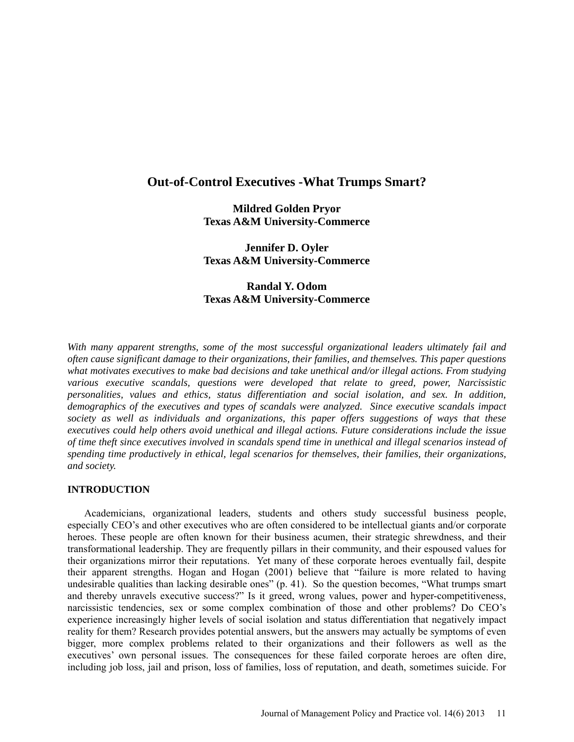# Out-of-Control Executives -What Trumps Smart?

**Mildred Golden Pryor**
**Texas A&M University-Commerce**

**Jennifer D. Oyler**
**Texas A&M University-Commerce**

**Randal Y. Odom**
**Texas A&M University-Commerce**

*With many apparent strengths, some of the most successful organizational leaders ultimately fail and often cause significant damage to their organizations, their families, and themselves. This paper questions what motivates executives to make bad decisions and take unethical and/or illegal actions. From studying various executive scandals, questions were developed that relate to greed, power, Narcissistic personalities, values and ethics, status differentiation and social isolation, and sex. In addition, demographics of the executives and types of scandals were analyzed. Since executive scandals impact society as well as individuals and organizations, this paper offers suggestions of ways that these executives could help others avoid unethical and illegal actions. Future considerations include the issue of time theft since executives involved in scandals spend time in unethical and illegal scenarios instead of spending time productively in ethical, legal scenarios for themselves, their families, their organizations, and society.*

## INTRODUCTION

Academicians, organizational leaders, students and others study successful business people, especially CEO's and other executives who are often considered to be intellectual giants and/or corporate heroes. These people are often known for their business acumen, their strategic shrewdness, and their transformational leadership. They are frequently pillars in their community, and their espoused values for their organizations mirror their reputations. Yet many of these corporate heroes eventually fail, despite their apparent strengths. Hogan and Hogan (2001) believe that "failure is more related to having undesirable qualities than lacking desirable ones" (p. 41). So the question becomes, "What trumps smart and thereby unravels executive success?" Is it greed, wrong values, power and hyper-competitiveness, narcissistic tendencies, sex or some complex combination of those and other problems? Do CEO's experience increasingly higher levels of social isolation and status differentiation that negatively impact reality for them? Research provides potential answers, but the answers may actually be symptoms of even bigger, more complex problems related to their organizations and their followers as well as the executives' own personal issues. The consequences for these failed corporate heroes are often dire, including job loss, jail and prison, loss of families, loss of reputation, and death, sometimes suicide. For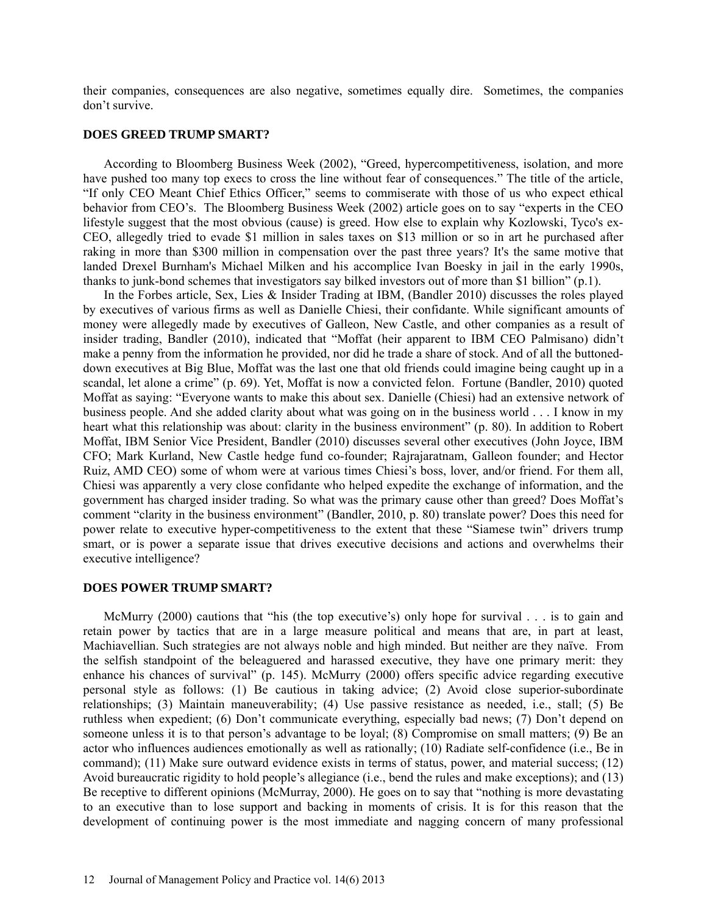their companies, consequences are also negative, sometimes equally dire. Sometimes, the companies don't survive.

## DOES GREED TRUMP SMART?

According to Bloomberg Business Week (2002), "Greed, hypercompetitiveness, isolation, and more have pushed too many top execs to cross the line without fear of consequences." The title of the article, "If only CEO Meant Chief Ethics Officer," seems to commiserate with those of us who expect ethical behavior from CEO's. The Bloomberg Business Week (2002) article goes on to say "experts in the CEO lifestyle suggest that the most obvious (cause) is greed. How else to explain why Kozlowski, Tyco's ex-CEO, allegedly tried to evade $1 million in sales taxes on $13 million or so in art he purchased after raking in more than $300 million in compensation over the past three years? It's the same motive that landed Drexel Burnham's Michael Milken and his accomplice Ivan Boesky in jail in the early 1990s, thanks to junk-bond schemes that investigators say bilked investors out of more than $1 billion" (p.1).

In the Forbes article, Sex, Lies & Insider Trading at IBM, (Bandler 2010) discusses the roles played by executives of various firms as well as Danielle Chiesi, their confidante. While significant amounts of money were allegedly made by executives of Galleon, New Castle, and other companies as a result of insider trading, Bandler (2010), indicated that "Moffat (heir apparent to IBM CEO Palmisano) didn't make a penny from the information he provided, nor did he trade a share of stock. And of all the buttoned-down executives at Big Blue, Moffat was the last one that old friends could imagine being caught up in a scandal, let alone a crime" (p. 69). Yet, Moffat is now a convicted felon. Fortune (Bandler, 2010) quoted Moffat as saying: "Everyone wants to make this about sex. Danielle (Chiesi) had an extensive network of business people. And she added clarity about what was going on in the business world . . . I know in my heart what this relationship was about: clarity in the business environment" (p. 80). In addition to Robert Moffat, IBM Senior Vice President, Bandler (2010) discusses several other executives (John Joyce, IBM CFO; Mark Kurland, New Castle hedge fund co-founder; Rajrajaratnam, Galleon founder; and Hector Ruiz, AMD CEO) some of whom were at various times Chiesi's boss, lover, and/or friend. For them all, Chiesi was apparently a very close confidante who helped expedite the exchange of information, and the government has charged insider trading. So what was the primary cause other than greed? Does Moffat's comment "clarity in the business environment" (Bandler, 2010, p. 80) translate power? Does this need for power relate to executive hyper-competitiveness to the extent that these "Siamese twin" drivers trump smart, or is power a separate issue that drives executive decisions and actions and overwhelms their executive intelligence?

## DOES POWER TRUMP SMART?

McMurry (2000) cautions that "his (the top executive's) only hope for survival . . . is to gain and retain power by tactics that are in a large measure political and means that are, in part at least, Machiavellian. Such strategies are not always noble and high minded. But neither are they naïve. From the selfish standpoint of the beleaguered and harassed executive, they have one primary merit: they enhance his chances of survival" (p. 145). McMurry (2000) offers specific advice regarding executive personal style as follows: (1) Be cautious in taking advice; (2) Avoid close superior-subordinate relationships; (3) Maintain maneuverability; (4) Use passive resistance as needed, i.e., stall; (5) Be ruthless when expedient; (6) Don't communicate everything, especially bad news; (7) Don't depend on someone unless it is to that person's advantage to be loyal; (8) Compromise on small matters; (9) Be an actor who influences audiences emotionally as well as rationally; (10) Radiate self-confidence (i.e., Be in command); (11) Make sure outward evidence exists in terms of status, power, and material success; (12) Avoid bureaucratic rigidity to hold people's allegiance (i.e., bend the rules and make exceptions); and (13) Be receptive to different opinions (McMurray, 2000). He goes on to say that "nothing is more devastating to an executive than to lose support and backing in moments of crisis. It is for this reason that the development of continuing power is the most immediate and nagging concern of many professional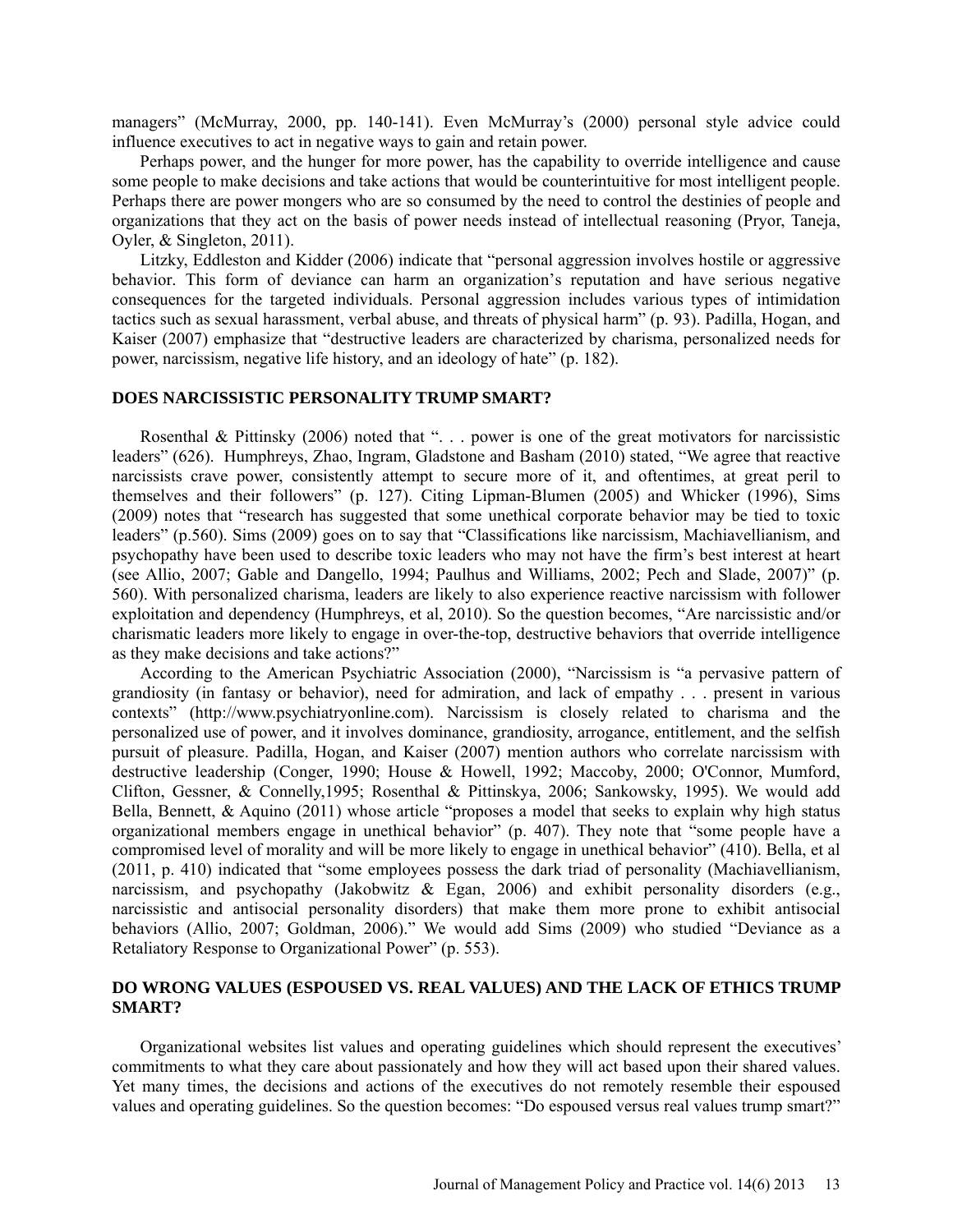managers" (McMurray, 2000, pp. 140-141). Even McMurray's (2000) personal style advice could influence executives to act in negative ways to gain and retain power.

Perhaps power, and the hunger for more power, has the capability to override intelligence and cause some people to make decisions and take actions that would be counterintuitive for most intelligent people. Perhaps there are power mongers who are so consumed by the need to control the destinies of people and organizations that they act on the basis of power needs instead of intellectual reasoning (Pryor, Taneja, Oyler, & Singleton, 2011).

Litzky, Eddleston and Kidder (2006) indicate that "personal aggression involves hostile or aggressive behavior. This form of deviance can harm an organization's reputation and have serious negative consequences for the targeted individuals. Personal aggression includes various types of intimidation tactics such as sexual harassment, verbal abuse, and threats of physical harm" (p. 93). Padilla, Hogan, and Kaiser (2007) emphasize that "destructive leaders are characterized by charisma, personalized needs for power, narcissism, negative life history, and an ideology of hate" (p. 182).

## DOES NARCISSISTIC PERSONALITY TRUMP SMART?

Rosenthal & Pittinsky (2006) noted that ". . . power is one of the great motivators for narcissistic leaders" (626). Humphreys, Zhao, Ingram, Gladstone and Basham (2010) stated, "We agree that reactive narcissists crave power, consistently attempt to secure more of it, and oftentimes, at great peril to themselves and their followers" (p. 127). Citing Lipman-Blumen (2005) and Whicker (1996), Sims (2009) notes that "research has suggested that some unethical corporate behavior may be tied to toxic leaders" (p.560). Sims (2009) goes on to say that "Classifications like narcissism, Machiavellianism, and psychopathy have been used to describe toxic leaders who may not have the firm's best interest at heart (see Allio, 2007; Gable and Dangello, 1994; Paulhus and Williams, 2002; Pech and Slade, 2007)" (p. 560). With personalized charisma, leaders are likely to also experience reactive narcissism with follower exploitation and dependency (Humphreys, et al, 2010). So the question becomes, "Are narcissistic and/or charismatic leaders more likely to engage in over-the-top, destructive behaviors that override intelligence as they make decisions and take actions?"

According to the American Psychiatric Association (2000), "Narcissism is "a pervasive pattern of grandiosity (in fantasy or behavior), need for admiration, and lack of empathy . . . present in various contexts" (http://www.psychiatryonline.com). Narcissism is closely related to charisma and the personalized use of power, and it involves dominance, grandiosity, arrogance, entitlement, and the selfish pursuit of pleasure. Padilla, Hogan, and Kaiser (2007) mention authors who correlate narcissism with destructive leadership (Conger, 1990; House & Howell, 1992; Maccoby, 2000; O'Connor, Mumford, Clifton, Gessner, & Connelly,1995; Rosenthal & Pittinskya, 2006; Sankowsky, 1995). We would add Bella, Bennett, & Aquino (2011) whose article "proposes a model that seeks to explain why high status organizational members engage in unethical behavior" (p. 407). They note that "some people have a compromised level of morality and will be more likely to engage in unethical behavior" (410). Bella, et al (2011, p. 410) indicated that "some employees possess the dark triad of personality (Machiavellianism, narcissism, and psychopathy (Jakobwitz & Egan, 2006) and exhibit personality disorders (e.g., narcissistic and antisocial personality disorders) that make them more prone to exhibit antisocial behaviors (Allio, 2007; Goldman, 2006)." We would add Sims (2009) who studied "Deviance as a Retaliatory Response to Organizational Power" (p. 553).

## DO WRONG VALUES (ESPOUSED VS. REAL VALUES) AND THE LACK OF ETHICS TRUMP SMART?

Organizational websites list values and operating guidelines which should represent the executives' commitments to what they care about passionately and how they will act based upon their shared values. Yet many times, the decisions and actions of the executives do not remotely resemble their espoused values and operating guidelines. So the question becomes: "Do espoused versus real values trump smart?"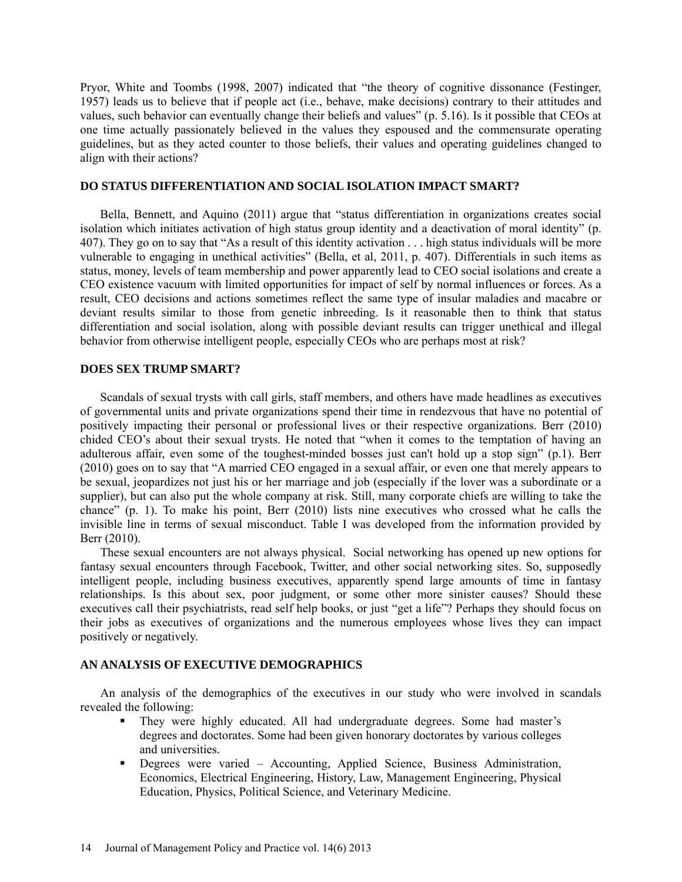Pryor, White and Toombs (1998, 2007) indicated that "the theory of cognitive dissonance (Festinger, 1957) leads us to believe that if people act (i.e., behave, make decisions) contrary to their attitudes and values, such behavior can eventually change their beliefs and values" (p. 5.16). Is it possible that CEOs at one time actually passionately believed in the values they espoused and the commensurate operating guidelines, but as they acted counter to those beliefs, their values and operating guidelines changed to align with their actions?

## DO STATUS DIFFERENTIATION AND SOCIAL ISOLATION IMPACT SMART?

Bella, Bennett, and Aquino (2011) argue that "status differentiation in organizations creates social isolation which initiates activation of high status group identity and a deactivation of moral identity" (p. 407). They go on to say that "As a result of this identity activation . . . high status individuals will be more vulnerable to engaging in unethical activities" (Bella, et al, 2011, p. 407). Differentials in such items as status, money, levels of team membership and power apparently lead to CEO social isolations and create a CEO existence vacuum with limited opportunities for impact of self by normal influences or forces. As a result, CEO decisions and actions sometimes reflect the same type of insular maladies and macabre or deviant results similar to those from genetic inbreeding. Is it reasonable then to think that status differentiation and social isolation, along with possible deviant results can trigger unethical and illegal behavior from otherwise intelligent people, especially CEOs who are perhaps most at risk?

## DOES SEX TRUMP SMART?

Scandals of sexual trysts with call girls, staff members, and others have made headlines as executives of governmental units and private organizations spend their time in rendezvous that have no potential of positively impacting their personal or professional lives or their respective organizations. Berr (2010) chided CEO's about their sexual trysts. He noted that "when it comes to the temptation of having an adulterous affair, even some of the toughest-minded bosses just can't hold up a stop sign" (p.1). Berr (2010) goes on to say that "A married CEO engaged in a sexual affair, or even one that merely appears to be sexual, jeopardizes not just his or her marriage and job (especially if the lover was a subordinate or a supplier), but can also put the whole company at risk. Still, many corporate chiefs are willing to take the chance" (p. 1). To make his point, Berr (2010) lists nine executives who crossed what he calls the invisible line in terms of sexual misconduct. Table I was developed from the information provided by Berr (2010).

These sexual encounters are not always physical. Social networking has opened up new options for fantasy sexual encounters through Facebook, Twitter, and other social networking sites. So, supposedly intelligent people, including business executives, apparently spend large amounts of time in fantasy relationships. Is this about sex, poor judgment, or some other more sinister causes? Should these executives call their psychiatrists, read self help books, or just "get a life"? Perhaps they should focus on their jobs as executives of organizations and the numerous employees whose lives they can impact positively or negatively.

## AN ANALYSIS OF EXECUTIVE DEMOGRAPHICS

An analysis of the demographics of the executives in our study who were involved in scandals revealed the following:

- They were highly educated. All had undergraduate degrees. Some had master's degrees and doctorates. Some had been given honorary doctorates by various colleges and universities.
- Degrees were varied – Accounting, Applied Science, Business Administration, Economics, Electrical Engineering, History, Law, Management Engineering, Physical Education, Physics, Political Science, and Veterinary Medicine.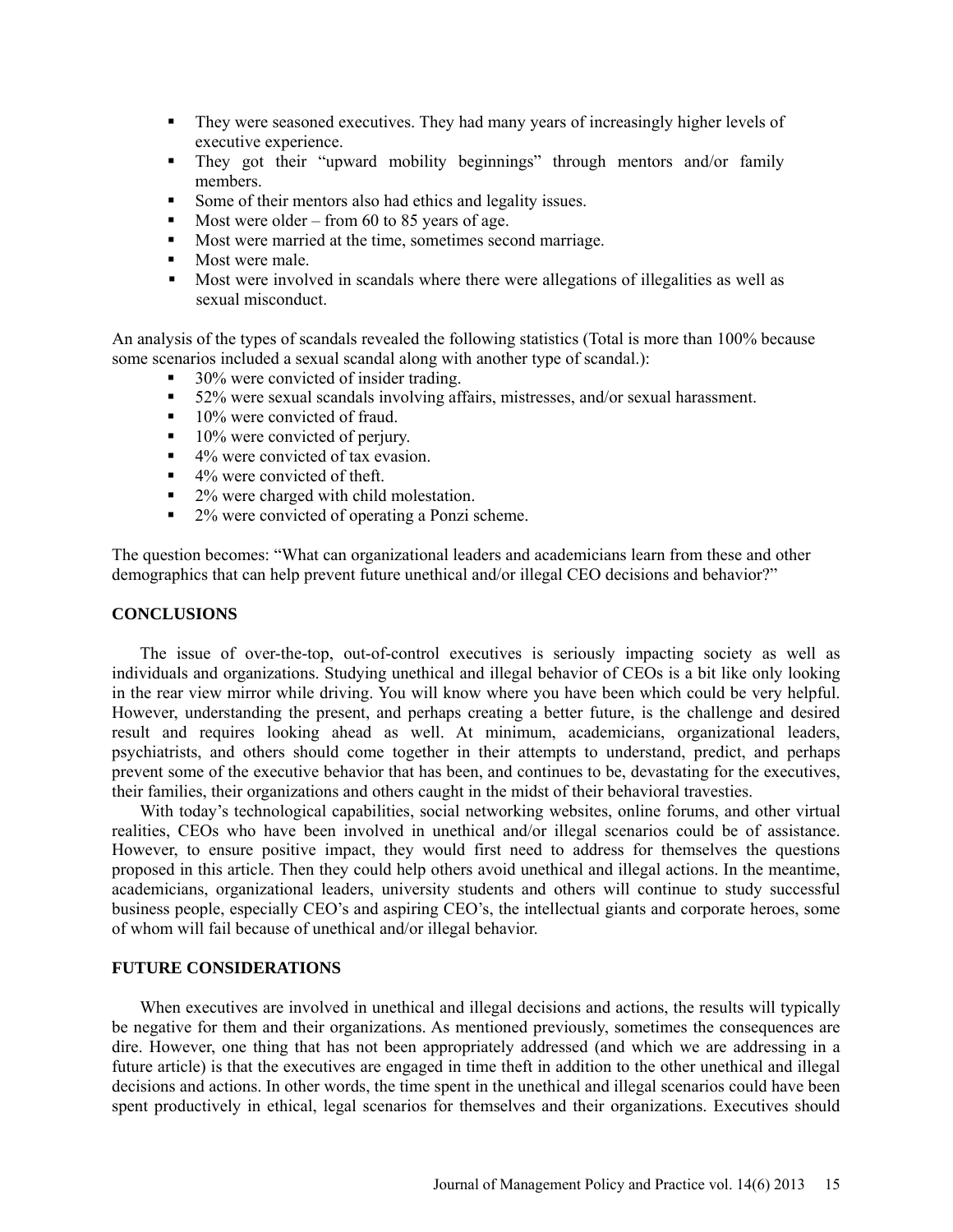- They were seasoned executives. They had many years of increasingly higher levels of executive experience.
- They got their "upward mobility beginnings" through mentors and/or family members.
- Some of their mentors also had ethics and legality issues.
- Most were older – from 60 to 85 years of age.
- Most were married at the time, sometimes second marriage.
- Most were male.
- Most were involved in scandals where there were allegations of illegalities as well as sexual misconduct.

An analysis of the types of scandals revealed the following statistics (Total is more than 100% because some scenarios included a sexual scandal along with another type of scandal.):

- 30% were convicted of insider trading.
- 52% were sexual scandals involving affairs, mistresses, and/or sexual harassment.
- 10% were convicted of fraud.
- 10% were convicted of perjury.
- 4% were convicted of tax evasion.
- 4% were convicted of theft.
- 2% were charged with child molestation.
- 2% were convicted of operating a Ponzi scheme.

The question becomes: "What can organizational leaders and academicians learn from these and other demographics that can help prevent future unethical and/or illegal CEO decisions and behavior?"

## CONCLUSIONS

The issue of over-the-top, out-of-control executives is seriously impacting society as well as individuals and organizations. Studying unethical and illegal behavior of CEOs is a bit like only looking in the rear view mirror while driving. You will know where you have been which could be very helpful. However, understanding the present, and perhaps creating a better future, is the challenge and desired result and requires looking ahead as well. At minimum, academicians, organizational leaders, psychiatrists, and others should come together in their attempts to understand, predict, and perhaps prevent some of the executive behavior that has been, and continues to be, devastating for the executives, their families, their organizations and others caught in the midst of their behavioral travesties.

With today's technological capabilities, social networking websites, online forums, and other virtual realities, CEOs who have been involved in unethical and/or illegal scenarios could be of assistance. However, to ensure positive impact, they would first need to address for themselves the questions proposed in this article. Then they could help others avoid unethical and illegal actions. In the meantime, academicians, organizational leaders, university students and others will continue to study successful business people, especially CEO's and aspiring CEO's, the intellectual giants and corporate heroes, some of whom will fail because of unethical and/or illegal behavior.

## FUTURE CONSIDERATIONS

When executives are involved in unethical and illegal decisions and actions, the results will typically be negative for them and their organizations. As mentioned previously, sometimes the consequences are dire. However, one thing that has not been appropriately addressed (and which we are addressing in a future article) is that the executives are engaged in time theft in addition to the other unethical and illegal decisions and actions. In other words, the time spent in the unethical and illegal scenarios could have been spent productively in ethical, legal scenarios for themselves and their organizations. Executives should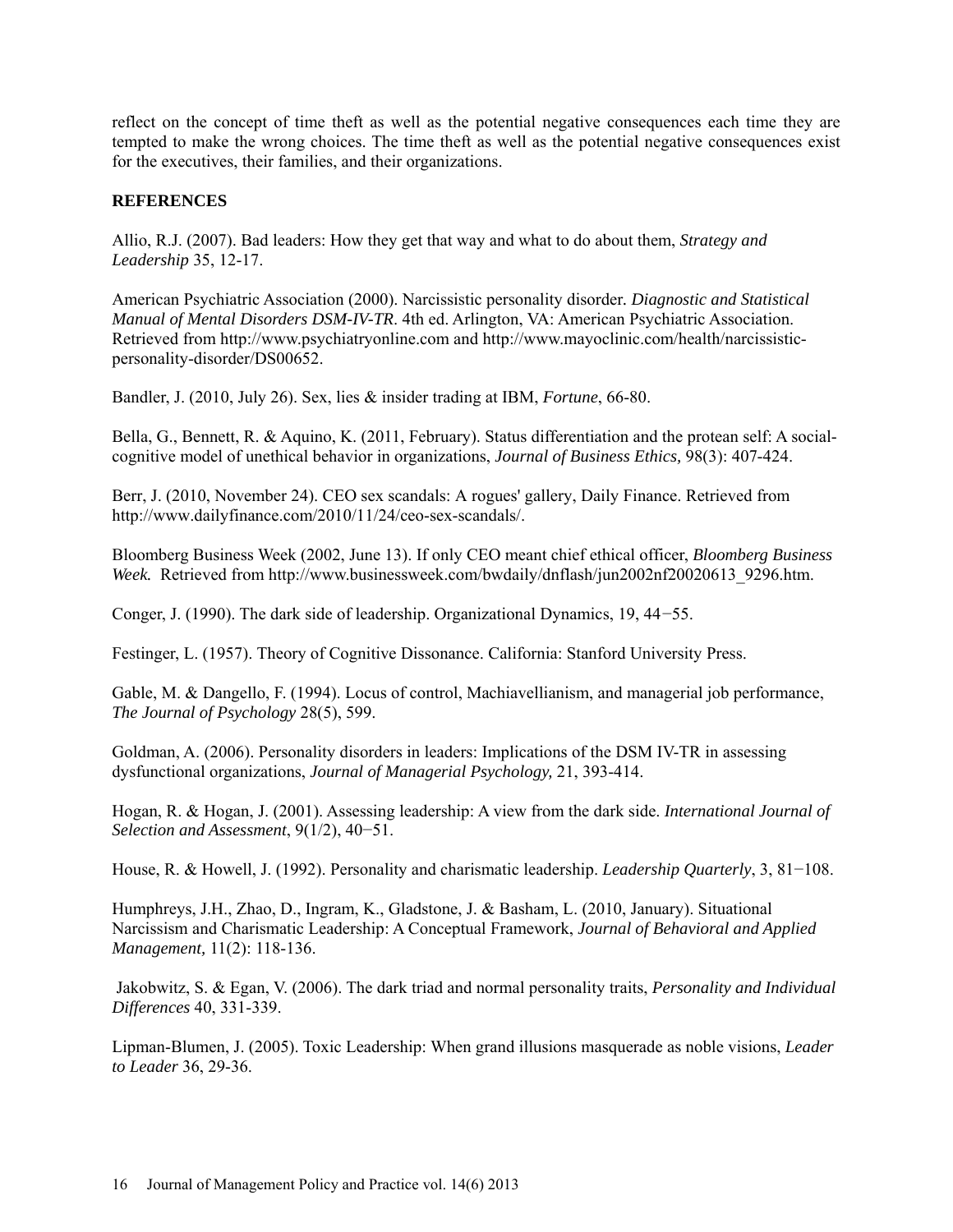reflect on the concept of time theft as well as the potential negative consequences each time they are tempted to make the wrong choices. The time theft as well as the potential negative consequences exist for the executives, their families, and their organizations.

**REFERENCES**

Allio, R.J. (2007). Bad leaders: How they get that way and what to do about them, *Strategy and Leadership* 35, 12-17.

American Psychiatric Association (2000). Narcissistic personality disorder. *Diagnostic and Statistical Manual of Mental Disorders DSM-IV-TR*. 4th ed. Arlington, VA: American Psychiatric Association. Retrieved from http://www.psychiatryonline.com and http://www.mayoclinic.com/health/narcissistic-personality-disorder/DS00652.

Bandler, J. (2010, July 26). Sex, lies & insider trading at IBM, *Fortune*, 66-80.

Bella, G., Bennett, R. & Aquino, K. (2011, February). Status differentiation and the protean self: A social-cognitive model of unethical behavior in organizations, *Journal of Business Ethics,* 98(3): 407-424.

Berr, J. (2010, November 24). CEO sex scandals: A rogues' gallery, Daily Finance. Retrieved from http://www.dailyfinance.com/2010/11/24/ceo-sex-scandals/.

Bloomberg Business Week (2002, June 13). If only CEO meant chief ethical officer, *Bloomberg Business Week.* Retrieved from http://www.businessweek.com/bwdaily/dnflash/jun2002nf20020613_9296.htm.

Conger, J. (1990). The dark side of leadership. Organizational Dynamics, 19, 44−55.

Festinger, L. (1957). Theory of Cognitive Dissonance. California: Stanford University Press.

Gable, M. & Dangello, F. (1994). Locus of control, Machiavellianism, and managerial job performance, *The Journal of Psychology* 28(5), 599.

Goldman, A. (2006). Personality disorders in leaders: Implications of the DSM IV-TR in assessing dysfunctional organizations, *Journal of Managerial Psychology,* 21, 393-414.

Hogan, R. & Hogan, J. (2001). Assessing leadership: A view from the dark side. *International Journal of Selection and Assessment*, 9(1/2), 40−51.

House, R. & Howell, J. (1992). Personality and charismatic leadership. *Leadership Quarterly*, 3, 81−108.

Humphreys, J.H., Zhao, D., Ingram, K., Gladstone, J. & Basham, L. (2010, January). Situational Narcissism and Charismatic Leadership: A Conceptual Framework, *Journal of Behavioral and Applied Management,* 11(2): 118-136.

Jakobwitz, S. & Egan, V. (2006). The dark triad and normal personality traits, *Personality and Individual Differences* 40, 331-339.

Lipman-Blumen, J. (2005). Toxic Leadership: When grand illusions masquerade as noble visions, *Leader to Leader* 36, 29-36.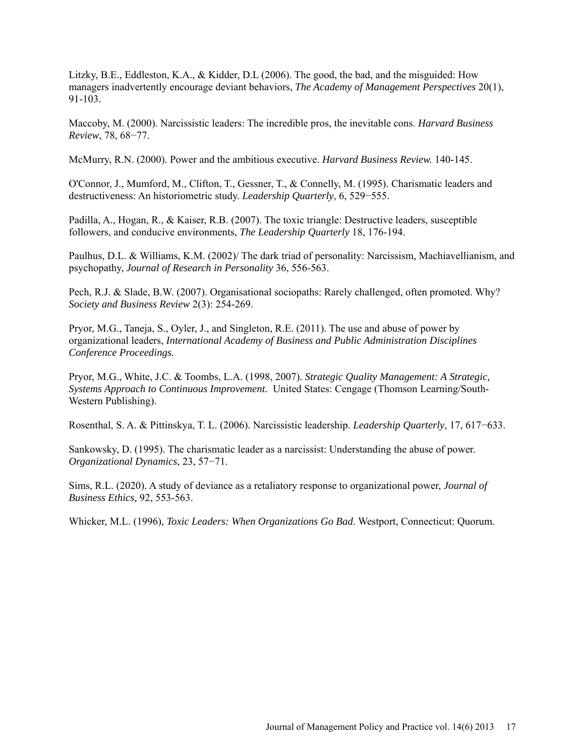Litzky, B.E., Eddleston, K.A., & Kidder, D.L (2006). The good, the bad, and the misguided: How managers inadvertently encourage deviant behaviors, *The Academy of Management Perspectives* 20(1), 91-103.

Maccoby, M. (2000). Narcissistic leaders: The incredible pros, the inevitable cons. *Harvard Business Review*, 78, 68−77.

McMurry, R.N. (2000). Power and the ambitious executive. *Harvard Business Review.* 140-145.

O'Connor, J., Mumford, M., Clifton, T., Gessner, T., & Connelly, M. (1995). Charismatic leaders and destructiveness: An historiometric study. *Leadership Quarterly*, 6, 529−555.

Padilla, A., Hogan, R., & Kaiser, R.B. (2007). The toxic triangle: Destructive leaders, susceptible followers, and conducive environments, *The Leadership Quarterly* 18, 176-194.

Paulhus, D.L. & Williams, K.M. (2002)/ The dark triad of personality: Narcissism, Machiavellianism, and psychopathy, *Journal of Research in Personality* 36, 556-563.

Pech, R.J. & Slade, B.W. (2007). Organisational sociopaths: Rarely challenged, often promoted. Why? *Society and Business Review* 2(3): 254-269.

Pryor, M.G., Taneja, S., Oyler, J., and Singleton, R.E. (2011). The use and abuse of power by organizational leaders, *International Academy of Business and Public Administration Disciplines Conference Proceedings.*

Pryor, M.G., White, J.C. & Toombs, L.A. (1998, 2007). *Strategic Quality Management: A Strategic, Systems Approach to Continuous Improvement.* United States: Cengage (Thomson Learning/South-Western Publishing).

Rosenthal, S. A. & Pittinskya, T. L. (2006). Narcissistic leadership. *Leadership Quarterly*, 17, 617−633.

Sankowsky, D. (1995). The charismatic leader as a narcissist: Understanding the abuse of power. *Organizational Dynamics*, 23, 57−71.

Sims, R.L. (2020). A study of deviance as a retaliatory response to organizational power, *Journal of Business Ethics,* 92, 553-563.

Whicker, M.L. (1996), *Toxic Leaders: When Organizations Go Bad*. Westport, Connecticut: Quorum.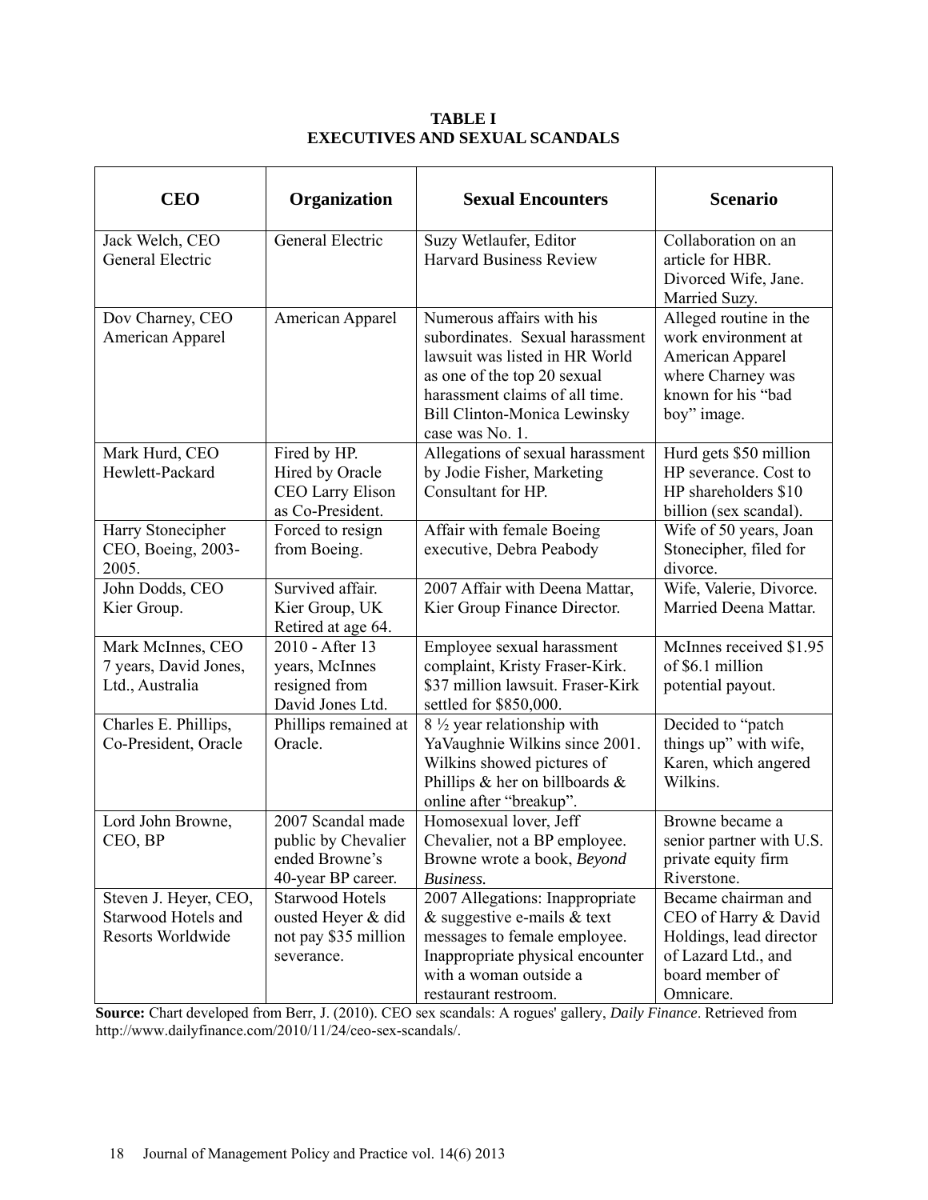**TABLE I**
**EXECUTIVES AND SEXUAL SCANDALS**

| CEO | Organization | Sexual Encounters | Scenario |
|---|---|---|---|
| Jack Welch, CEO General Electric | General Electric | Suzy Wetlaufer, Editor Harvard Business Review | Collaboration on an article for HBR. Divorced Wife, Jane. Married Suzy. |
| Dov Charney, CEO American Apparel | American Apparel | Numerous affairs with his subordinates. Sexual harassment lawsuit was listed in HR World as one of the top 20 sexual harassment claims of all time. Bill Clinton-Monica Lewinsky case was No. 1. | Alleged routine in the work environment at American Apparel where Charney was known for his "bad boy" image. |
| Mark Hurd, CEO Hewlett-Packard | Fired by HP. Hired by Oracle CEO Larry Elison as Co-President. | Allegations of sexual harassment by Jodie Fisher, Marketing Consultant for HP. | Hurd gets $50 million HP severance. Cost to HP shareholders $10 billion (sex scandal). |
| Harry Stonecipher CEO, Boeing, 2003-2005. | Forced to resign from Boeing. | Affair with female Boeing executive, Debra Peabody | Wife of 50 years, Joan Stonecipher, filed for divorce. |
| John Dodds, CEO Kier Group. | Survived affair. Kier Group, UK Retired at age 64. | 2007 Affair with Deena Mattar, Kier Group Finance Director. | Wife, Valerie, Divorce. Married Deena Mattar. |
| Mark McInnes, CEO 7 years, David Jones, Ltd., Australia | 2010 - After 13 years, McInnes resigned from David Jones Ltd. | Employee sexual harassment complaint, Kristy Fraser-Kirk. $37 million lawsuit. Fraser-Kirk settled for $850,000. | McInnes received $1.95 of $6.1 million potential payout. |
| Charles E. Phillips, Co-President, Oracle | Phillips remained at Oracle. | 8 ½ year relationship with YaVaughnie Wilkins since 2001. Wilkins showed pictures of Phillips & her on billboards & online after "breakup". | Decided to "patch things up" with wife, Karen, which angered Wilkins. |
| Lord John Browne, CEO, BP | 2007 Scandal made public by Chevalier ended Browne's 40-year BP career. | Homosexual lover, Jeff Chevalier, not a BP employee. Browne wrote a book, *Beyond Business.* | Browne became a senior partner with U.S. private equity firm Riverstone. |
| Steven J. Heyer, CEO, Starwood Hotels and Resorts Worldwide | Starwood Hotels ousted Heyer & did not pay $35 million severance. | 2007 Allegations: Inappropriate & suggestive e-mails & text messages to female employee. Inappropriate physical encounter with a woman outside a restaurant restroom. | Became chairman and CEO of Harry & David Holdings, lead director of Lazard Ltd., and board member of Omnicare. |

**Source:** Chart developed from Berr, J. (2010). CEO sex scandals: A rogues' gallery, *Daily Finance*. Retrieved from http://www.dailyfinance.com/2010/11/24/ceo-sex-scandals/.